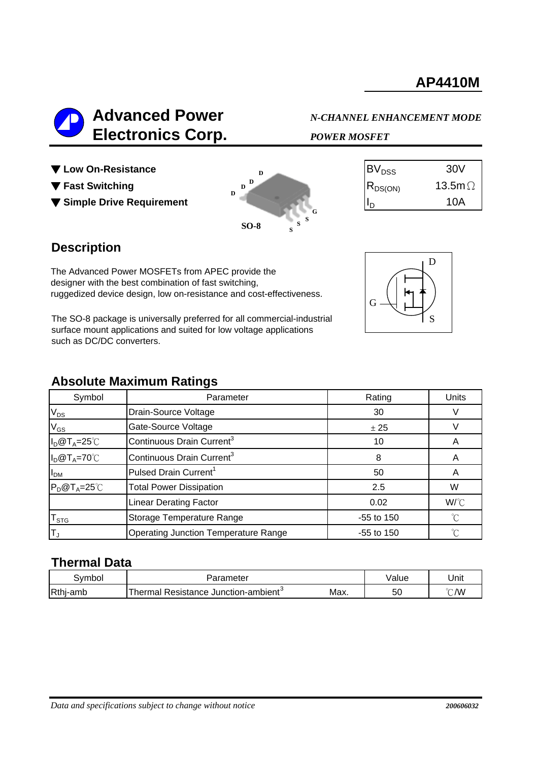# AP4410M

## Advanced Power Electronics Corp.

*N-CHANNEL ENHANCEMENT MODE POWER MOSFET*

- ▼ **Low On-Resistance**
- ▼ **Fast Switching**
- ▼ **Simple Drive Requirement**

SO-8

| | |
|---|---|
| $BV_{DSS}$ | 30V |
| $R_{DS(ON)}$ | 13.5mΩ |
| $I_D$ | 10A |

## Description

The Advanced Power MOSFETs from APEC provide the designer with the best combination of fast switching, ruggedized device design, low on-resistance and cost-effectiveness.

The SO-8 package is universally preferred for all commercial-industrial surface mount applications and suited for low voltage applications such as DC/DC converters.

## Absolute Maximum Ratings

| Symbol | Parameter | Rating | Units |
|---|---|---|---|
| $V_{DS}$ | Drain-Source Voltage | 30 | V |
| $V_{GS}$ | Gate-Source Voltage | ± 25 | V |
| $I_D$@$T_A$=25℃ | Continuous Drain Current[3] | 10 | A |
| $I_D$@$T_A$=70℃ | Continuous Drain Current[3] | 8 | A |
| $I_{DM}$ | Pulsed Drain Current[1] | 50 | A |
| $P_D$@$T_A$=25℃ | Total Power Dissipation | 2.5 | W |
| | Linear Derating Factor | 0.02 | W/℃ |
| $T_{STG}$ | Storage Temperature Range | -55 to 150 | ℃ |
| $T_J$ | Operating Junction Temperature Range | -55 to 150 | ℃ |

## Thermal Data

| Symbol | Parameter | | Value | Unit |
|---|---|---|---|---|
| Rthj-amb | Thermal Resistance Junction-ambient[3] | Max. | 50 | ℃/W |

*Data and specifications subject to change without notice* 200606032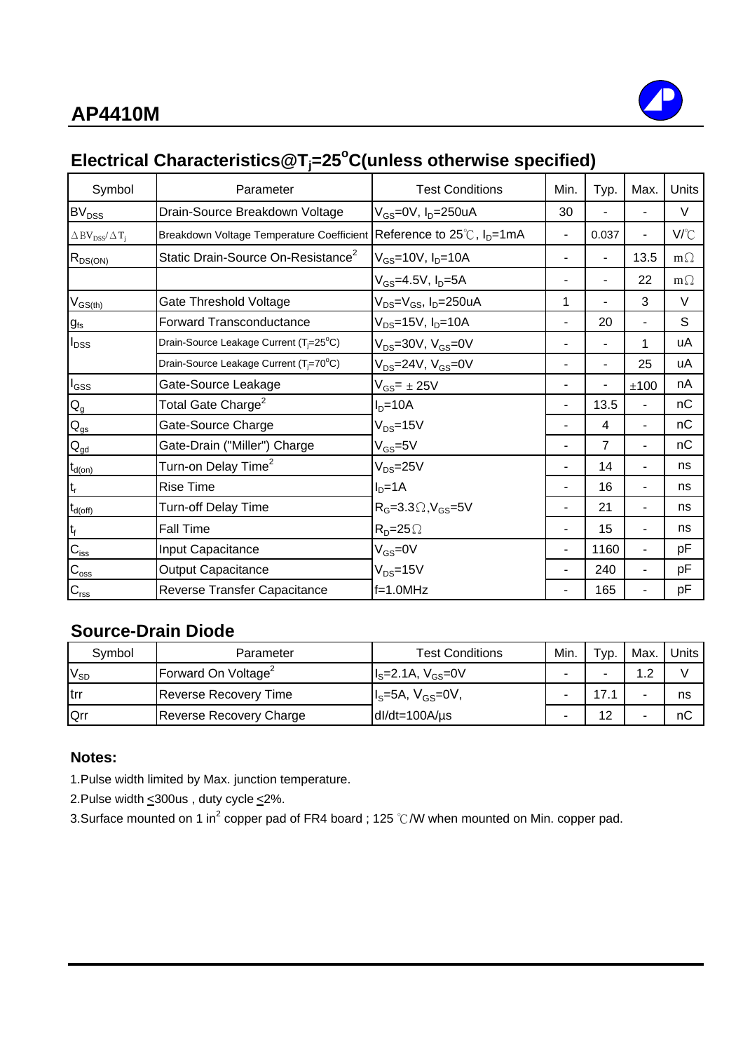# AP4410M

## Electrical Characteristics@$T_j$=25$^o$C(unless otherwise specified)

| Symbol | Parameter | Test Conditions | Min. | Typ. | Max. | Units |
|---|---|---|---|---|---|---|
| $BV_{DSS}$ | Drain-Source Breakdown Voltage | $V_{GS}$=0V, $I_D$=250uA | 30 | - | - | V |
| $\Delta BV_{DSS}/\Delta T_j$ | Breakdown Voltage Temperature Coefficient | Reference to 25℃, $I_D$=1mA | - | 0.037 | - | V/℃ |
| $R_{DS(ON)}$ | Static Drain-Source On-Resistance[2] | $V_{GS}$=10V, $I_D$=10A | - | - | 13.5 | mΩ |
| | | $V_{GS}$=4.5V, $I_D$=5A | - | - | 22 | mΩ |
| $V_{GS(th)}$ | Gate Threshold Voltage | $V_{DS}$=$V_{GS}$, $I_D$=250uA | 1 | - | 3 | V |
| $g_{fs}$ | Forward Transconductance | $V_{DS}$=15V, $I_D$=10A | - | 20 | - | S |
| $I_{DSS}$ | Drain-Source Leakage Current ($T_j$=25$^o$C) | $V_{DS}$=30V, $V_{GS}$=0V | - | - | 1 | uA |
| | Drain-Source Leakage Current ($T_j$=70$^o$C) | $V_{DS}$=24V, $V_{GS}$=0V | - | - | 25 | uA |
| $I_{GSS}$ | Gate-Source Leakage | $V_{GS}$= ± 25V | - | - | ±100 | nA |
| $Q_g$ | Total Gate Charge[2] | $I_D$=10A | - | 13.5 | - | nC |
| $Q_{gs}$ | Gate-Source Charge | $V_{DS}$=15V | - | 4 | - | nC |
| $Q_{gd}$ | Gate-Drain ("Miller") Charge | $V_{GS}$=5V | - | 7 | - | nC |
| $t_{d(on)}$ | Turn-on Delay Time[2] | $V_{DS}$=25V | - | 14 | - | ns |
| $t_r$ | Rise Time | $I_D$=1A | - | 16 | - | ns |
| $t_{d(off)}$ | Turn-off Delay Time | $R_G$=3.3Ω,$V_{GS}$=5V | - | 21 | - | ns |
| $t_f$ | Fall Time | $R_D$=25Ω | - | 15 | - | ns |
| $C_{iss}$ | Input Capacitance | $V_{GS}$=0V | - | 1160 | - | pF |
| $C_{oss}$ | Output Capacitance | $V_{DS}$=15V | - | 240 | - | pF |
| $C_{rss}$ | Reverse Transfer Capacitance | f=1.0MHz | - | 165 | - | pF |

## Source-Drain Diode

| Symbol | Parameter | Test Conditions | Min. | Typ. | Max. | Units |
|---|---|---|---|---|---|---|
| $V_{SD}$ | Forward On Voltage[2] | $I_S$=2.1A, $V_{GS}$=0V | - | - | 1.2 | V |
| trr | Reverse Recovery Time | $I_S$=5A, $V_{GS}$=0V, | - | 17.1 | - | ns |
| Qrr | Reverse Recovery Charge | dI/dt=100A/µs | - | 12 | - | nC |

### Notes:

1.Pulse width limited by Max. junction temperature.

2.Pulse width <300us , duty cycle <2%.

3.Surface mounted on 1 in$^2$ copper pad of FR4 board ; 125 ℃/W when mounted on Min. copper pad.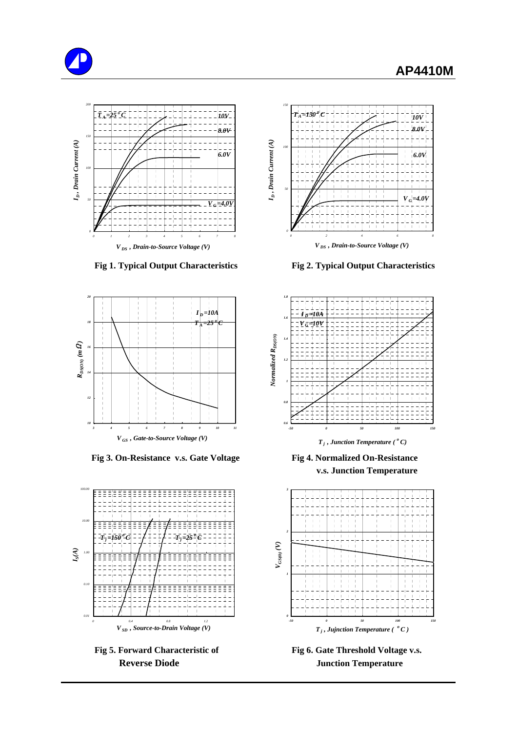Fig 1. Typical Output Characteristics

Fig 2. Typical Output Characteristics

Fig 3. On-Resistance v.s. Gate Voltage

Fig 4. Normalized On-Resistance v.s. Junction Temperature

Fig 5. Forward Characteristic of Reverse Diode

Fig 6. Gate Threshold Voltage v.s. Junction Temperature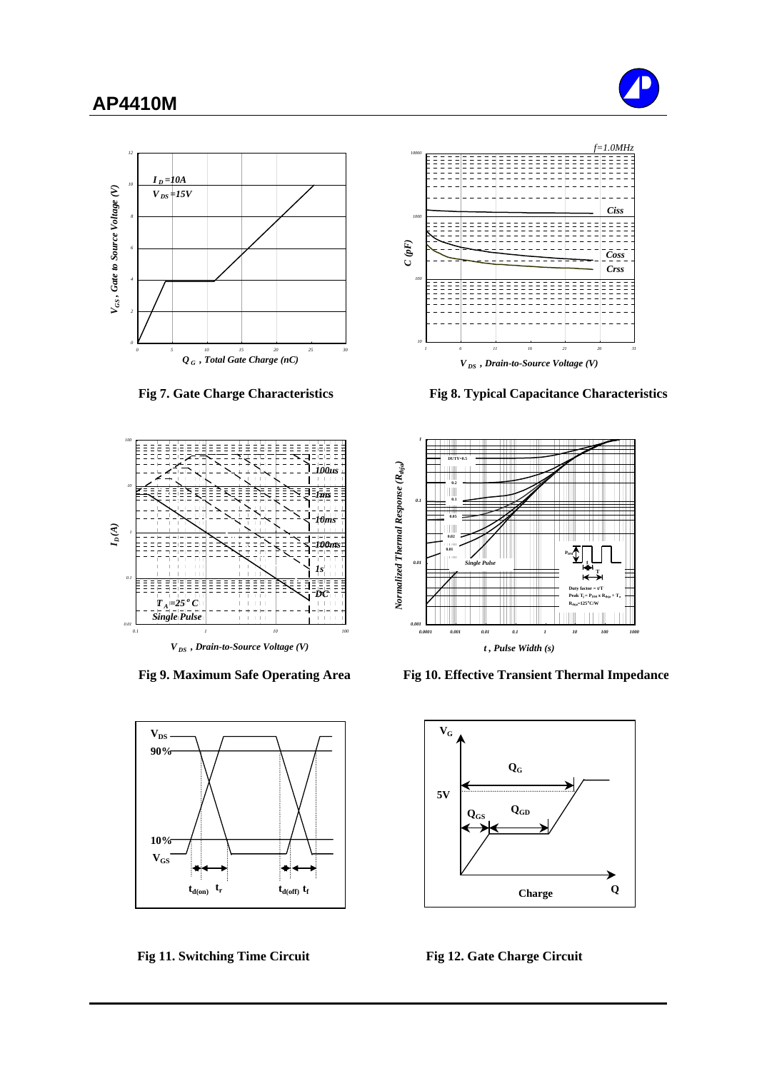Fig 7. Gate Charge Characteristics

$I_D$=10A

$V_{DS}$=15V

0 2 4 6 8 10 12

0 5 10 15 20 25 30

$V_{GS}$ , Gate to Source Voltage (V)

$Q_G$ , Total Gate Charge (nC)

Fig 8. Typical Capacitance Characteristics

f=1.0MHz

Ciss

Coss

Crss

10 100 1000 10000

1 6 11 16 21 26 31

C (pF)

$V_{DS}$ , Drain-to-Source Voltage (V)

Fig 9. Maximum Safe Operating Area

100us

1ms

10ms

100ms

1s

DC

$T_A$=25°C

Single Pulse

0.01 0.1 1 10 100

0.1 1 10 100

$I_D$(A)

$V_{DS}$ , Drain-to-Source Voltage (V)

Fig 10. Effective Transient Thermal Impedance

DUTY=0.5

0.2

0.1

0.05

0.02

0.01

Single Pulse

$P_{DM}$

t

T

Duty factor = t/T

Peak $T_j = P_{DM} \times R_{thja} + T_a$

$R_{thja}$=125°C/W

0.001 0.01 0.1 1

0.0001 0.001 0.01 0.1 1 10 100 1000

Normalized Thermal Response ($R_{thja}$)

t , Pulse Width (s)

Fig 11. Switching Time Circuit

$V_{DS}$

90%

10%

$V_{GS}$

$t_{d(on)}$ $t_r$

$t_{d(off)}$ $t_f$

Fig 12. Gate Charge Circuit

$V_G$

$Q_G$

5V

$Q_{GS}$

$Q_{GD}$

Charge

Q